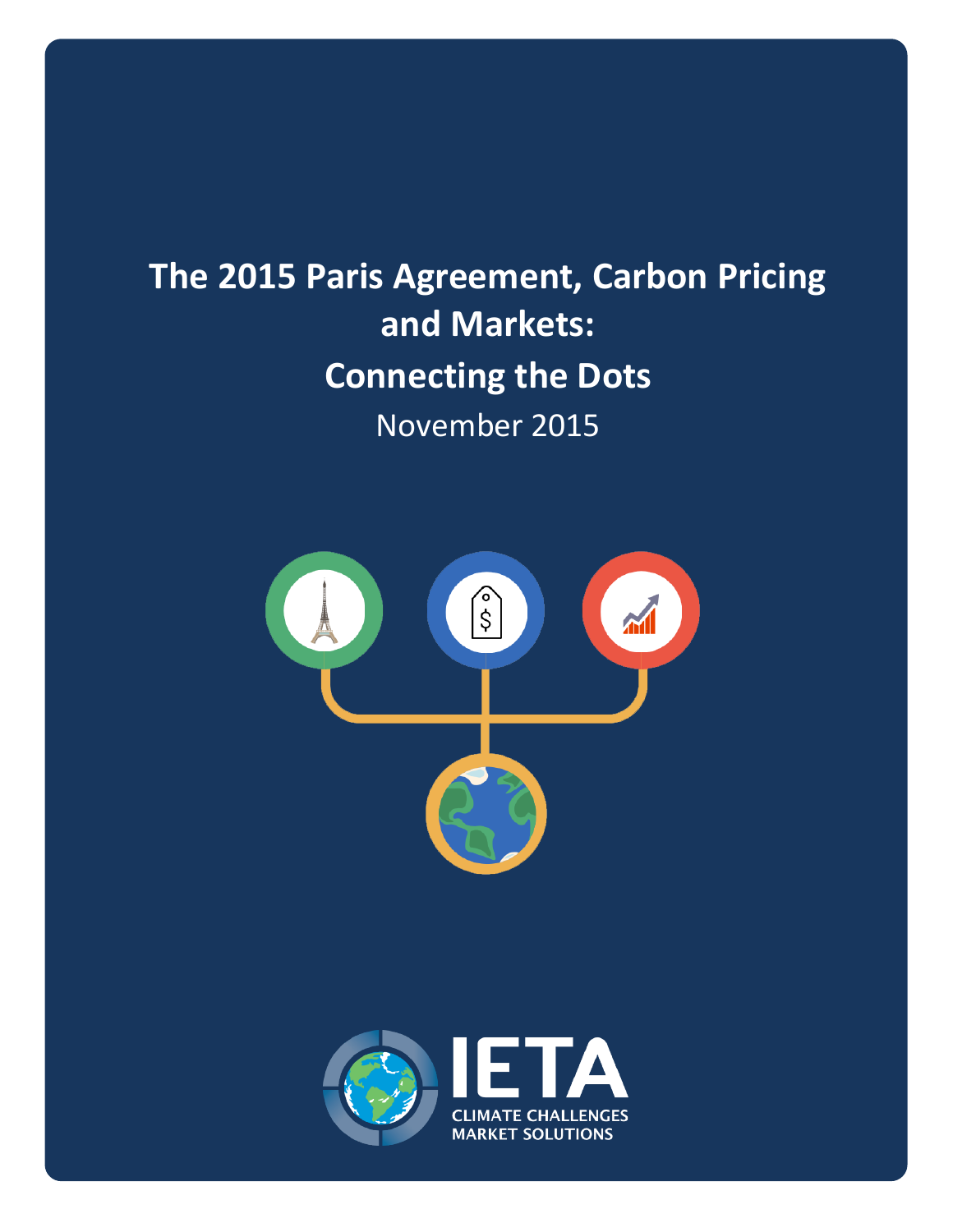# The 2015 Paris Agreement, Carbon Pricing and Markets: Connecting the Dots

November 2015

IETA

CLIMATE CHALLENGES MARKET SOLUTIONS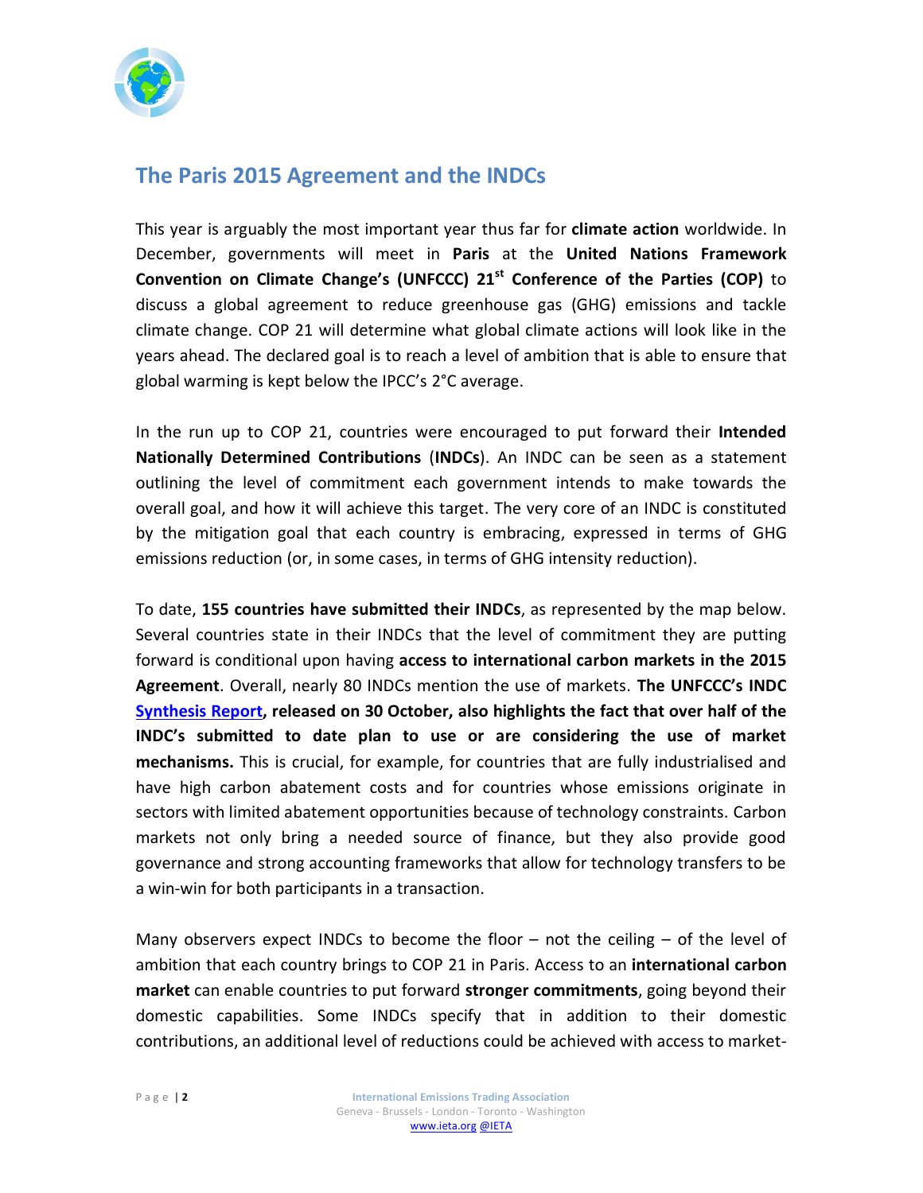## The Paris 2015 Agreement and the INDCs

This year is arguably the most important year thus far for **climate action** worldwide. In December, governments will meet in **Paris** at the **United Nations Framework Convention on Climate Change's (UNFCCC) 21st Conference of the Parties (COP)** to discuss a global agreement to reduce greenhouse gas (GHG) emissions and tackle climate change. COP 21 will determine what global climate actions will look like in the years ahead. The declared goal is to reach a level of ambition that is able to ensure that global warming is kept below the IPCC's 2°C average.

In the run up to COP 21, countries were encouraged to put forward their **Intended Nationally Determined Contributions** (**INDCs**). An INDC can be seen as a statement outlining the level of commitment each government intends to make towards the overall goal, and how it will achieve this target. The very core of an INDC is constituted by the mitigation goal that each country is embracing, expressed in terms of GHG emissions reduction (or, in some cases, in terms of GHG intensity reduction).

To date, **155 countries have submitted their INDCs**, as represented by the map below. Several countries state in their INDCs that the level of commitment they are putting forward is conditional upon having **access to international carbon markets in the 2015 Agreement**. Overall, nearly 80 INDCs mention the use of markets. **The UNFCCC's INDC Synthesis Report, released on 30 October, also highlights the fact that over half of the INDC's submitted to date plan to use or are considering the use of market mechanisms.** This is crucial, for example, for countries that are fully industrialised and have high carbon abatement costs and for countries whose emissions originate in sectors with limited abatement opportunities because of technology constraints. Carbon markets not only bring a needed source of finance, but they also provide good governance and strong accounting frameworks that allow for technology transfers to be a win-win for both participants in a transaction.

Many observers expect INDCs to become the floor – not the ceiling – of the level of ambition that each country brings to COP 21 in Paris. Access to an **international carbon market** can enable countries to put forward **stronger commitments**, going beyond their domestic capabilities. Some INDCs specify that in addition to their domestic contributions, an additional level of reductions could be achieved with access to market-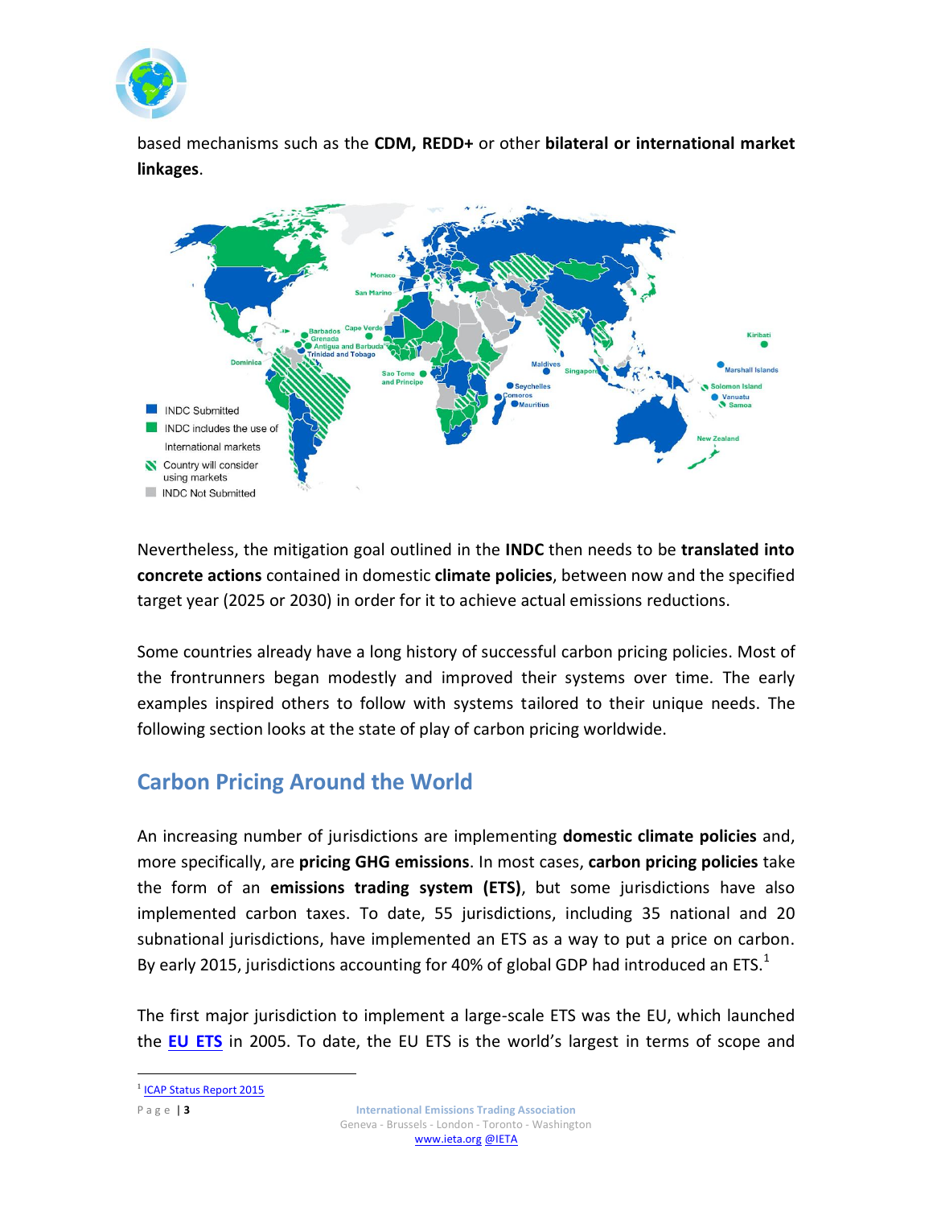based mechanisms such as the **CDM, REDD+** or other **bilateral or international market linkages**.

Nevertheless, the mitigation goal outlined in the **INDC** then needs to be **translated into concrete actions** contained in domestic **climate policies**, between now and the specified target year (2025 or 2030) in order for it to achieve actual emissions reductions.

Some countries already have a long history of successful carbon pricing policies. Most of the frontrunners began modestly and improved their systems over time. The early examples inspired others to follow with systems tailored to their unique needs. The following section looks at the state of play of carbon pricing worldwide.

## Carbon Pricing Around the World

An increasing number of jurisdictions are implementing **domestic climate policies** and, more specifically, are **pricing GHG emissions**. In most cases, **carbon pricing policies** take the form of an **emissions trading system (ETS)**, but some jurisdictions have also implemented carbon taxes. To date, 55 jurisdictions, including 35 national and 20 subnational jurisdictions, have implemented an ETS as a way to put a price on carbon. By early 2015, jurisdictions accounting for 40% of global GDP had introduced an ETS.[1]

The first major jurisdiction to implement a large-scale ETS was the EU, which launched the **EU ETS** in 2005. To date, the EU ETS is the world's largest in terms of scope and

[1] ICAP Status Report 2015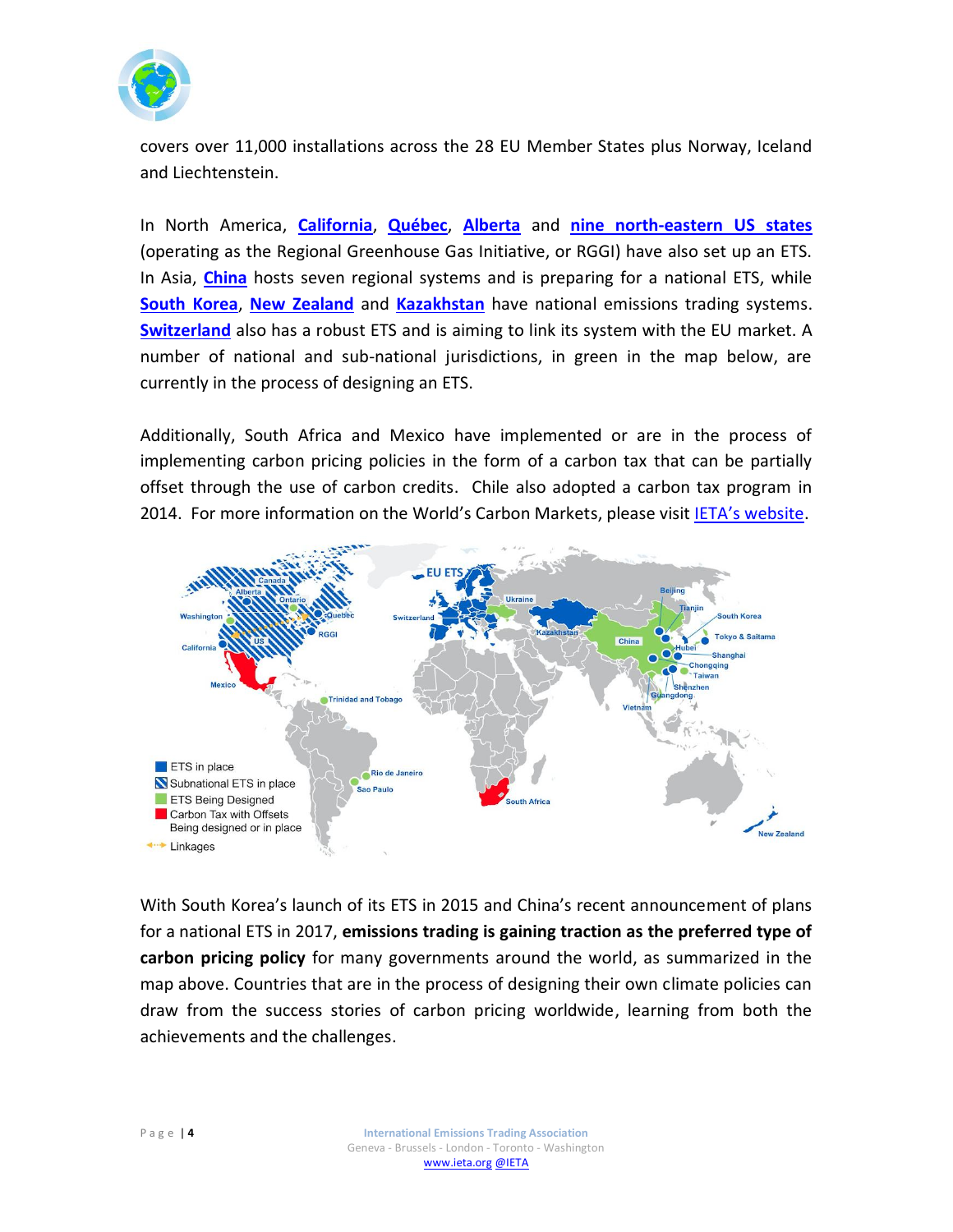covers over 11,000 installations across the 28 EU Member States plus Norway, Iceland and Liechtenstein.

In North America, **California**, **Québec**, **Alberta** and **nine north-eastern US states** (operating as the Regional Greenhouse Gas Initiative, or RGGI) have also set up an ETS. In Asia, **China** hosts seven regional systems and is preparing for a national ETS, while **South Korea**, **New Zealand** and **Kazakhstan** have national emissions trading systems. **Switzerland** also has a robust ETS and is aiming to link its system with the EU market. A number of national and sub-national jurisdictions, in green in the map below, are currently in the process of designing an ETS.

Additionally, South Africa and Mexico have implemented or are in the process of implementing carbon pricing policies in the form of a carbon tax that can be partially offset through the use of carbon credits. Chile also adopted a carbon tax program in 2014. For more information on the World's Carbon Markets, please visit IETA's website.

With South Korea's launch of its ETS in 2015 and China's recent announcement of plans for a national ETS in 2017, **emissions trading is gaining traction as the preferred type of carbon pricing policy** for many governments around the world, as summarized in the map above. Countries that are in the process of designing their own climate policies can draw from the success stories of carbon pricing worldwide, learning from both the achievements and the challenges.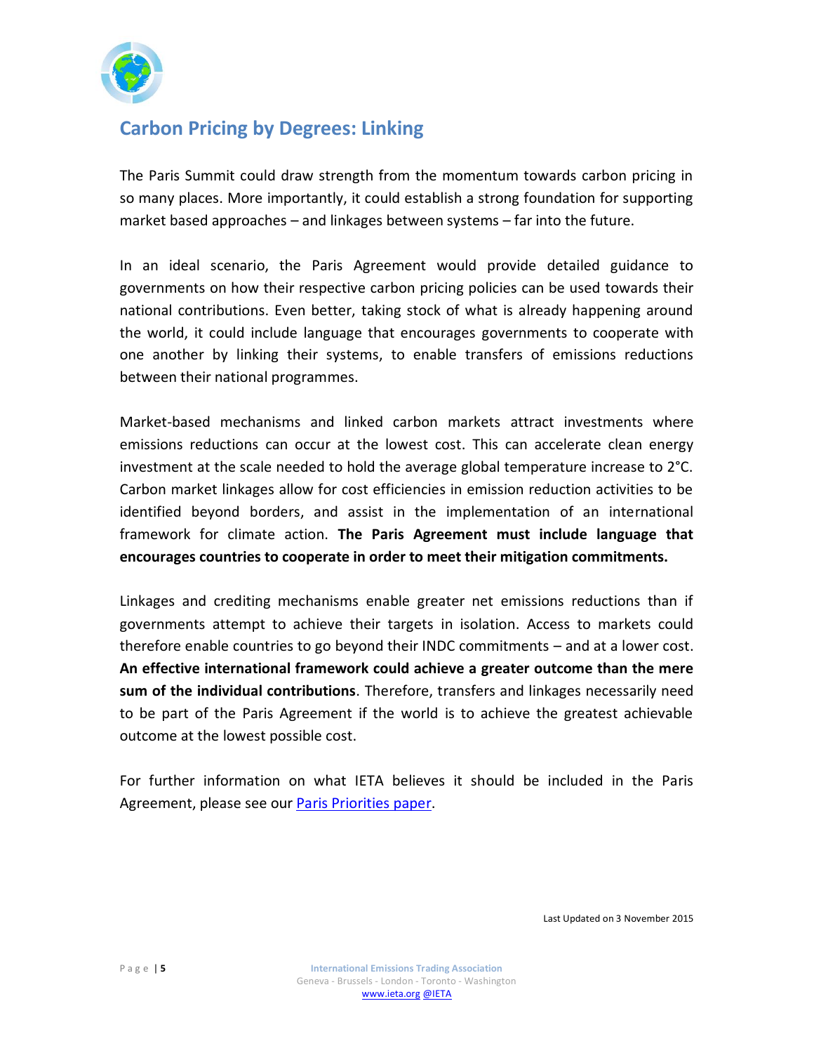## Carbon Pricing by Degrees: Linking

The Paris Summit could draw strength from the momentum towards carbon pricing in so many places. More importantly, it could establish a strong foundation for supporting market based approaches – and linkages between systems – far into the future.

In an ideal scenario, the Paris Agreement would provide detailed guidance to governments on how their respective carbon pricing policies can be used towards their national contributions. Even better, taking stock of what is already happening around the world, it could include language that encourages governments to cooperate with one another by linking their systems, to enable transfers of emissions reductions between their national programmes.

Market-based mechanisms and linked carbon markets attract investments where emissions reductions can occur at the lowest cost. This can accelerate clean energy investment at the scale needed to hold the average global temperature increase to 2°C. Carbon market linkages allow for cost efficiencies in emission reduction activities to be identified beyond borders, and assist in the implementation of an international framework for climate action. **The Paris Agreement must include language that encourages countries to cooperate in order to meet their mitigation commitments.**

Linkages and crediting mechanisms enable greater net emissions reductions than if governments attempt to achieve their targets in isolation. Access to markets could therefore enable countries to go beyond their INDC commitments – and at a lower cost. **An effective international framework could achieve a greater outcome than the mere sum of the individual contributions**. Therefore, transfers and linkages necessarily need to be part of the Paris Agreement if the world is to achieve the greatest achievable outcome at the lowest possible cost.

For further information on what IETA believes it should be included in the Paris Agreement, please see our [Paris Priorities paper](#).

Last Updated on 3 November 2015

International Emissions Trading Association
Geneva - Brussels - London - Toronto - Washington
www.ieta.org @IETA